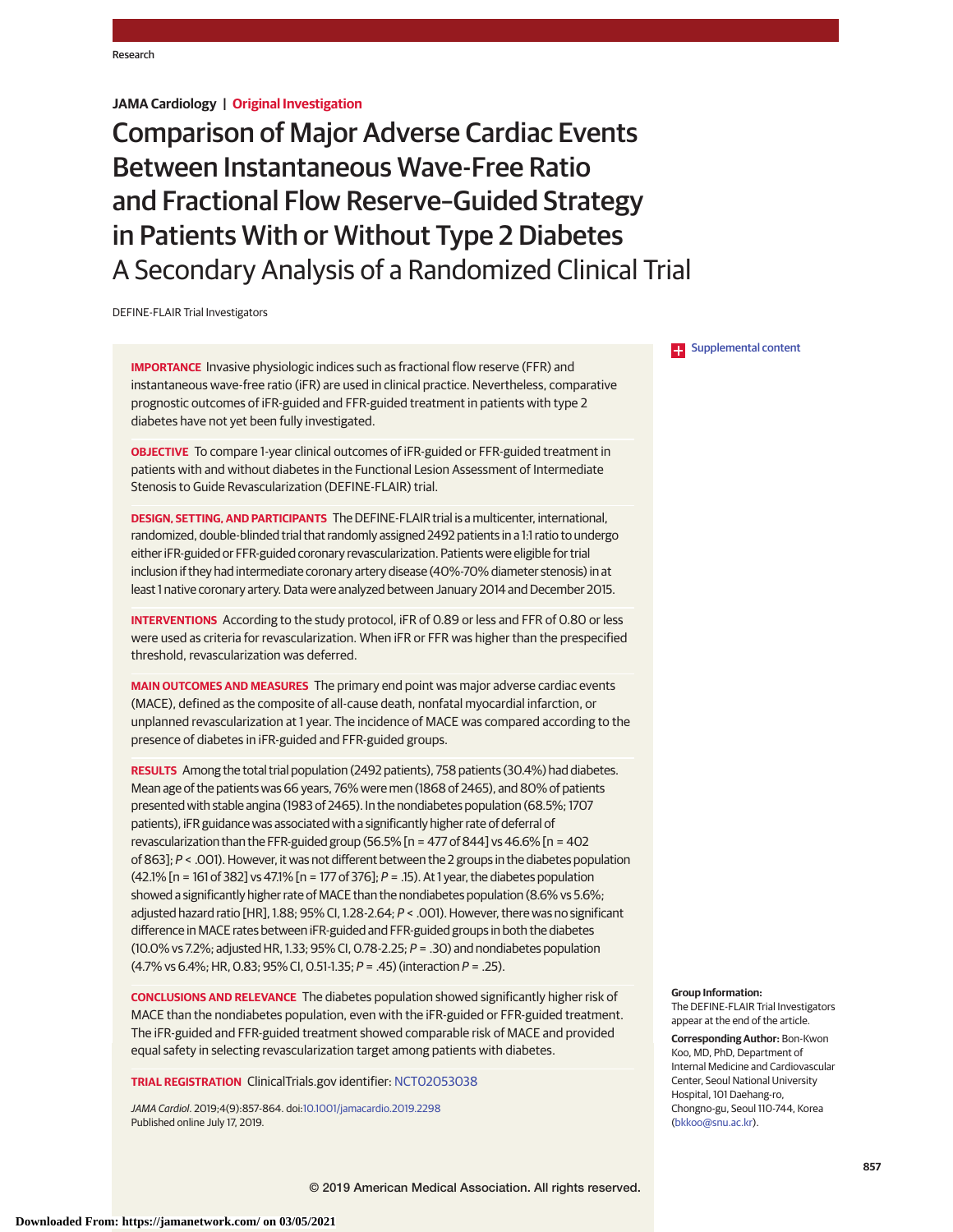JAMA Cardiology | Original Investigation

# Comparison of Major Adverse Cardiac Events Between Instantaneous Wave-Free Ratio and Fractional Flow Reserve–Guided Strategy in Patients With or Without Type 2 Diabetes
## A Secondary Analysis of a Randomized Clinical Trial

DEFINE-FLAIR Trial Investigators

Supplemental content

**IMPORTANCE** Invasive physiologic indices such as fractional flow reserve (FFR) and instantaneous wave-free ratio (iFR) are used in clinical practice. Nevertheless, comparative prognostic outcomes of iFR-guided and FFR-guided treatment in patients with type 2 diabetes have not yet been fully investigated.

**OBJECTIVE** To compare 1-year clinical outcomes of iFR-guided or FFR-guided treatment in patients with and without diabetes in the Functional Lesion Assessment of Intermediate Stenosis to Guide Revascularization (DEFINE-FLAIR) trial.

**DESIGN, SETTING, AND PARTICIPANTS** The DEFINE-FLAIR trial is a multicenter, international, randomized, double-blinded trial that randomly assigned 2492 patients in a 1:1 ratio to undergo either iFR-guided or FFR-guided coronary revascularization. Patients were eligible for trial inclusion if they had intermediate coronary artery disease (40%-70% diameter stenosis) in at least 1 native coronary artery. Data were analyzed between January 2014 and December 2015.

**INTERVENTIONS** According to the study protocol, iFR of 0.89 or less and FFR of 0.80 or less were used as criteria for revascularization. When iFR or FFR was higher than the prespecified threshold, revascularization was deferred.

**MAIN OUTCOMES AND MEASURES** The primary end point was major adverse cardiac events (MACE), defined as the composite of all-cause death, nonfatal myocardial infarction, or unplanned revascularization at 1 year. The incidence of MACE was compared according to the presence of diabetes in iFR-guided and FFR-guided groups.

**RESULTS** Among the total trial population (2492 patients), 758 patients (30.4%) had diabetes. Mean age of the patients was 66 years, 76% were men (1868 of 2465), and 80% of patients presented with stable angina (1983 of 2465). In the nondiabetes population (68.5%; 1707 patients), iFR guidance was associated with a significantly higher rate of deferral of revascularization than the FFR-guided group (56.5% [n = 477 of 844] vs 46.6% [n = 402 of 863]; $P < .001$). However, it was not different between the 2 groups in the diabetes population (42.1% [n = 161 of 382] vs 47.1% [n = 177 of 376]; $P = .15$). At 1 year, the diabetes population showed a significantly higher rate of MACE than the nondiabetes population (8.6% vs 5.6%; adjusted hazard ratio [HR], 1.88; 95% CI, 1.28-2.64; $P < .001$). However, there was no significant difference in MACE rates between iFR-guided and FFR-guided groups in both the diabetes (10.0% vs 7.2%; adjusted HR, 1.33; 95% CI, 0.78-2.25; $P = .30$) and nondiabetes population (4.7% vs 6.4%; HR, 0.83; 95% CI, 0.51-1.35; $P = .45$) (interaction $P = .25$).

**CONCLUSIONS AND RELEVANCE** The diabetes population showed significantly higher risk of MACE than the nondiabetes population, even with the iFR-guided or FFR-guided treatment. The iFR-guided and FFR-guided treatment showed comparable risk of MACE and provided equal safety in selecting revascularization target among patients with diabetes.

**TRIAL REGISTRATION** ClinicalTrials.gov identifier: NCT02053038

*JAMA Cardiol*. 2019;4(9):857-864. doi:10.1001/jamacardio.2019.2298
Published online July 17, 2019.

**Group Information:** The DEFINE-FLAIR Trial Investigators appear at the end of the article.

**Corresponding Author:** Bon-Kwon Koo, MD, PhD, Department of Internal Medicine and Cardiovascular Center, Seoul National University Hospital, 101 Daehang-ro, Chongno-gu, Seoul 110-744, Korea (bkkoo@snu.ac.kr).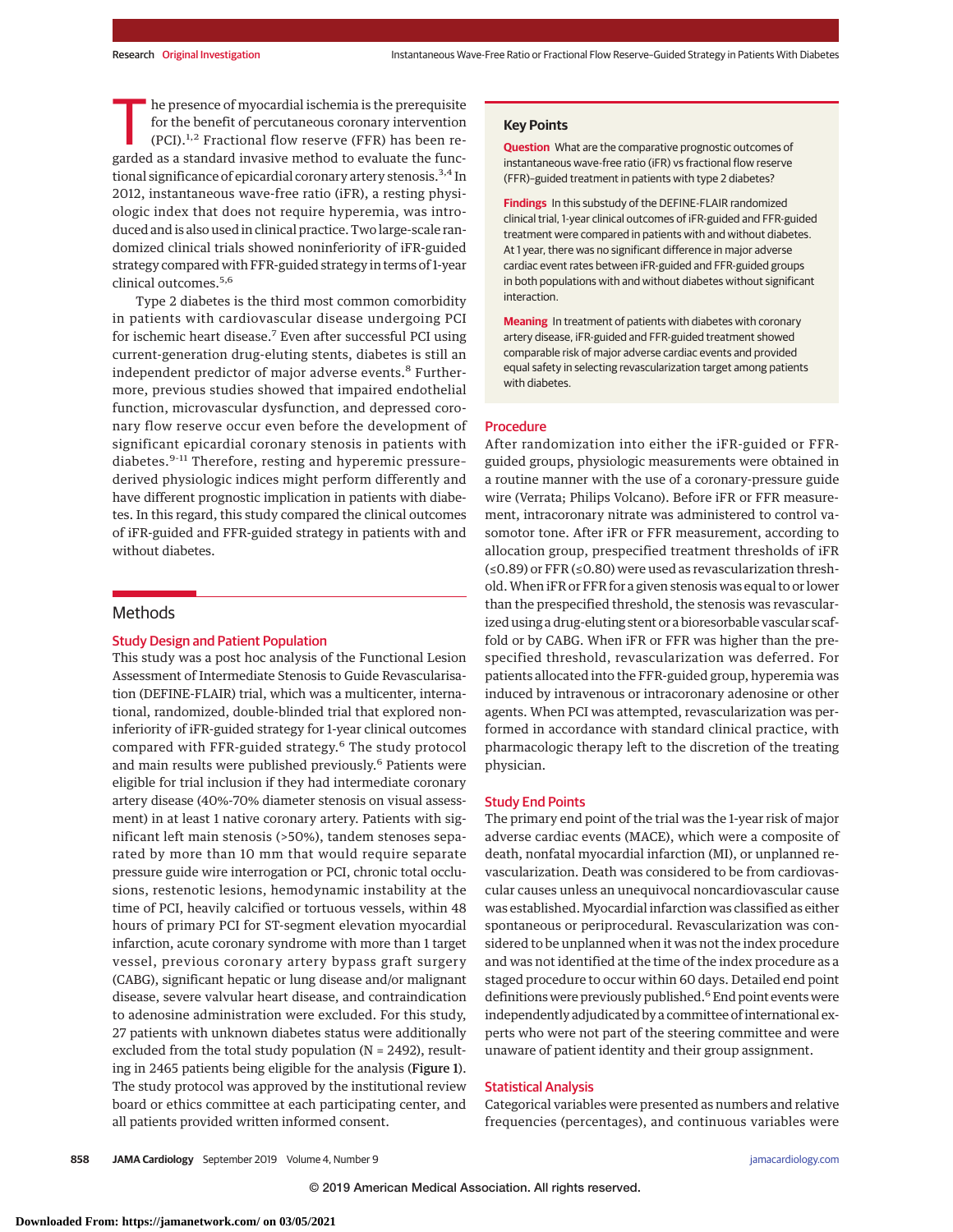The presence of myocardial ischemia is the prerequisite for the benefit of percutaneous coronary intervention (PCI).[1,2] Fractional flow reserve (FFR) has been regarded as a standard invasive method to evaluate the functional significance of epicardial coronary artery stenosis.[3,4] In 2012, instantaneous wave-free ratio (iFR), a resting physiologic index that does not require hyperemia, was introduced and is also used in clinical practice. Two large-scale randomized clinical trials showed noninferiority of iFR-guided strategy compared with FFR-guided strategy in terms of 1-year clinical outcomes.[5,6]

Type 2 diabetes is the third most common comorbidity in patients with cardiovascular disease undergoing PCI for ischemic heart disease.[7] Even after successful PCI using current-generation drug-eluting stents, diabetes is still an independent predictor of major adverse events.[8] Furthermore, previous studies showed that impaired endothelial function, microvascular dysfunction, and depressed coronary flow reserve occur even before the development of significant epicardial coronary stenosis in patients with diabetes.[9-11] Therefore, resting and hyperemic pressure-derived physiologic indices might perform differently and have different prognostic implication in patients with diabetes. In this regard, this study compared the clinical outcomes of iFR-guided and FFR-guided strategy in patients with and without diabetes.

## Key Points

**Question** What are the comparative prognostic outcomes of instantaneous wave-free ratio (iFR) vs fractional flow reserve (FFR)–guided treatment in patients with type 2 diabetes?

**Findings** In this substudy of the DEFINE-FLAIR randomized clinical trial, 1-year clinical outcomes of iFR-guided and FFR-guided treatment were compared in patients with and without diabetes. At 1 year, there was no significant difference in major adverse cardiac event rates between iFR-guided and FFR-guided groups in both populations with and without diabetes without significant interaction.

**Meaning** In treatment of patients with diabetes with coronary artery disease, iFR-guided and FFR-guided treatment showed comparable risk of major adverse cardiac events and provided equal safety in selecting revascularization target among patients with diabetes.

## Methods

### Study Design and Patient Population

This study was a post hoc analysis of the Functional Lesion Assessment of Intermediate Stenosis to Guide Revascularisation (DEFINE-FLAIR) trial, which was a multicenter, international, randomized, double-blinded trial that explored noninferiority of iFR-guided strategy for 1-year clinical outcomes compared with FFR-guided strategy.[6] The study protocol and main results were published previously.[6] Patients were eligible for trial inclusion if they had intermediate coronary artery disease (40%-70% diameter stenosis on visual assessment) in at least 1 native coronary artery. Patients with significant left main stenosis (>50%), tandem stenoses separated by more than 10 mm that would require separate pressure guide wire interrogation or PCI, chronic total occlusions, restenotic lesions, hemodynamic instability at the time of PCI, heavily calcified or tortuous vessels, within 48 hours of primary PCI for ST-segment elevation myocardial infarction, acute coronary syndrome with more than 1 target vessel, previous coronary artery bypass graft surgery (CABG), significant hepatic or lung disease and/or malignant disease, severe valvular heart disease, and contraindication to adenosine administration were excluded. For this study, 27 patients with unknown diabetes status were additionally excluded from the total study population (N = 2492), resulting in 2465 patients being eligible for the analysis (**Figure 1**). The study protocol was approved by the institutional review board or ethics committee at each participating center, and all patients provided written informed consent.

### Procedure

After randomization into either the iFR-guided or FFR-guided groups, physiologic measurements were obtained in a routine manner with the use of a coronary-pressure guide wire (Verrata; Philips Volcano). Before iFR or FFR measurement, intracoronary nitrate was administered to control vasomotor tone. After iFR or FFR measurement, according to allocation group, prespecified treatment thresholds of iFR (≤0.89) or FFR (≤0.80) were used as revascularization threshold. When iFR or FFR for a given stenosis was equal to or lower than the prespecified threshold, the stenosis was revascularized using a drug-eluting stent or a bioresorbable vascular scaffold or by CABG. When iFR or FFR was higher than the prespecified threshold, revascularization was deferred. For patients allocated into the FFR-guided group, hyperemia was induced by intravenous or intracoronary adenosine or other agents. When PCI was attempted, revascularization was performed in accordance with standard clinical practice, with pharmacologic therapy left to the discretion of the treating physician.

### Study End Points

The primary end point of the trial was the 1-year risk of major adverse cardiac events (MACE), which were a composite of death, nonfatal myocardial infarction (MI), or unplanned revascularization. Death was considered to be from cardiovascular causes unless an unequivocal noncardiovascular cause was established. Myocardial infarction was classified as either spontaneous or periprocedural. Revascularization was considered to be unplanned when it was not the index procedure and was not identified at the time of the index procedure as a staged procedure to occur within 60 days. Detailed end point definitions were previously published.[6] End point events were independently adjudicated by a committee of international experts who were not part of the steering committee and were unaware of patient identity and their group assignment.

### Statistical Analysis

Categorical variables were presented as numbers and relative frequencies (percentages), and continuous variables were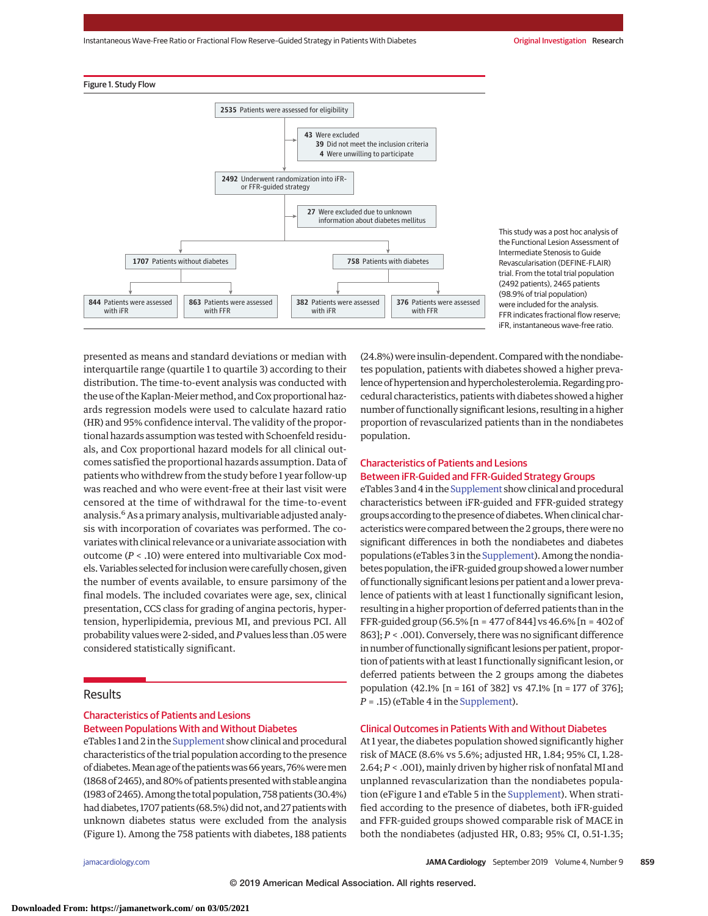Figure 1. Study Flow

2535 Patients were assessed for eligibility

43 Were excluded
- 39 Did not meet the inclusion criteria
- 4 Were unwilling to participate

2492 Underwent randomization into iFR- or FFR-guided strategy

27 Were excluded due to unknown information about diabetes mellitus

1707 Patients without diabetes
- 844 Patients were assessed with iFR
- 863 Patients were assessed with FFR

758 Patients with diabetes
- 382 Patients were assessed with iFR
- 376 Patients were assessed with FFR

This study was a post hoc analysis of the Functional Lesion Assessment of Intermediate Stenosis to Guide Revascularisation (DEFINE-FLAIR) trial. From the total trial population (2492 patients), 2465 patients (98.9% of trial population) were included for the analysis. FFR indicates fractional flow reserve; iFR, instantaneous wave-free ratio.

presented as means and standard deviations or median with interquartile range (quartile 1 to quartile 3) according to their distribution. The time-to-event analysis was conducted with the use of the Kaplan-Meier method, and Cox proportional hazards regression models were used to calculate hazard ratio (HR) and 95% confidence interval. The validity of the proportional hazards assumption was tested with Schoenfeld residuals, and Cox proportional hazard models for all clinical outcomes satisfied the proportional hazards assumption. Data of patients who withdrew from the study before 1 year follow-up was reached and who were event-free at their last visit were censored at the time of withdrawal for the time-to-event analysis.[6] As a primary analysis, multivariable adjusted analysis with incorporation of covariates was performed. The covariates with clinical relevance or a univariate association with outcome ($P$ < .10) were entered into multivariable Cox models. Variables selected for inclusion were carefully chosen, given the number of events available, to ensure parsimony of the final models. The included covariates were age, sex, clinical presentation, CCS class for grading of angina pectoris, hypertension, hyperlipidemia, previous MI, and previous PCI. All probability values were 2-sided, and $P$ values less than .05 were considered statistically significant.

## Results

### Characteristics of Patients and Lesions Between Populations With and Without Diabetes

eTables 1 and 2 in the Supplement show clinical and procedural characteristics of the trial population according to the presence of diabetes. Mean age of the patients was 66 years, 76% were men (1868 of 2465), and 80% of patients presented with stable angina (1983 of 2465). Among the total population, 758 patients (30.4%) had diabetes, 1707 patients (68.5%) did not, and 27 patients with unknown diabetes status were excluded from the analysis (Figure 1). Among the 758 patients with diabetes, 188 patients (24.8%) were insulin-dependent. Compared with the nondiabetes population, patients with diabetes showed a higher prevalence of hypertension and hypercholesterolemia. Regarding procedural characteristics, patients with diabetes showed a higher number of functionally significant lesions, resulting in a higher proportion of revascularized patients than in the nondiabetes population.

### Characteristics of Patients and Lesions Between iFR-Guided and FFR-Guided Strategy Groups

eTables 3 and 4 in the Supplement show clinical and procedural characteristics between iFR-guided and FFR-guided strategy groups according to the presence of diabetes. When clinical characteristics were compared between the 2 groups, there were no significant differences in both the nondiabetes and diabetes populations (eTables 3 in the Supplement). Among the nondiabetes population, the iFR-guided group showed a lower number of functionally significant lesions per patient and a lower prevalence of patients with at least 1 functionally significant lesion, resulting in a higher proportion of deferred patients than in the FFR-guided group (56.5% [n = 477 of 844] vs 46.6% [n = 402 of 863]; $P$ < .001). Conversely, there was no significant difference in number of functionally significant lesions per patient, proportion of patients with at least 1 functionally significant lesion, or deferred patients between the 2 groups among the diabetes population (42.1% [n = 161 of 382] vs 47.1% [n = 177 of 376]; $P$ = .15) (eTable 4 in the Supplement).

### Clinical Outcomes in Patients With and Without Diabetes

At 1 year, the diabetes population showed significantly higher risk of MACE (8.6% vs 5.6%; adjusted HR, 1.84; 95% CI, 1.28-2.64; $P$ < .001), mainly driven by higher risk of nonfatal MI and unplanned revascularization than the nondiabetes population (eFigure 1 and eTable 5 in the Supplement). When stratified according to the presence of diabetes, both iFR-guided and FFR-guided groups showed comparable risk of MACE in both the nondiabetes (adjusted HR, 0.83; 95% CI, 0.51-1.35;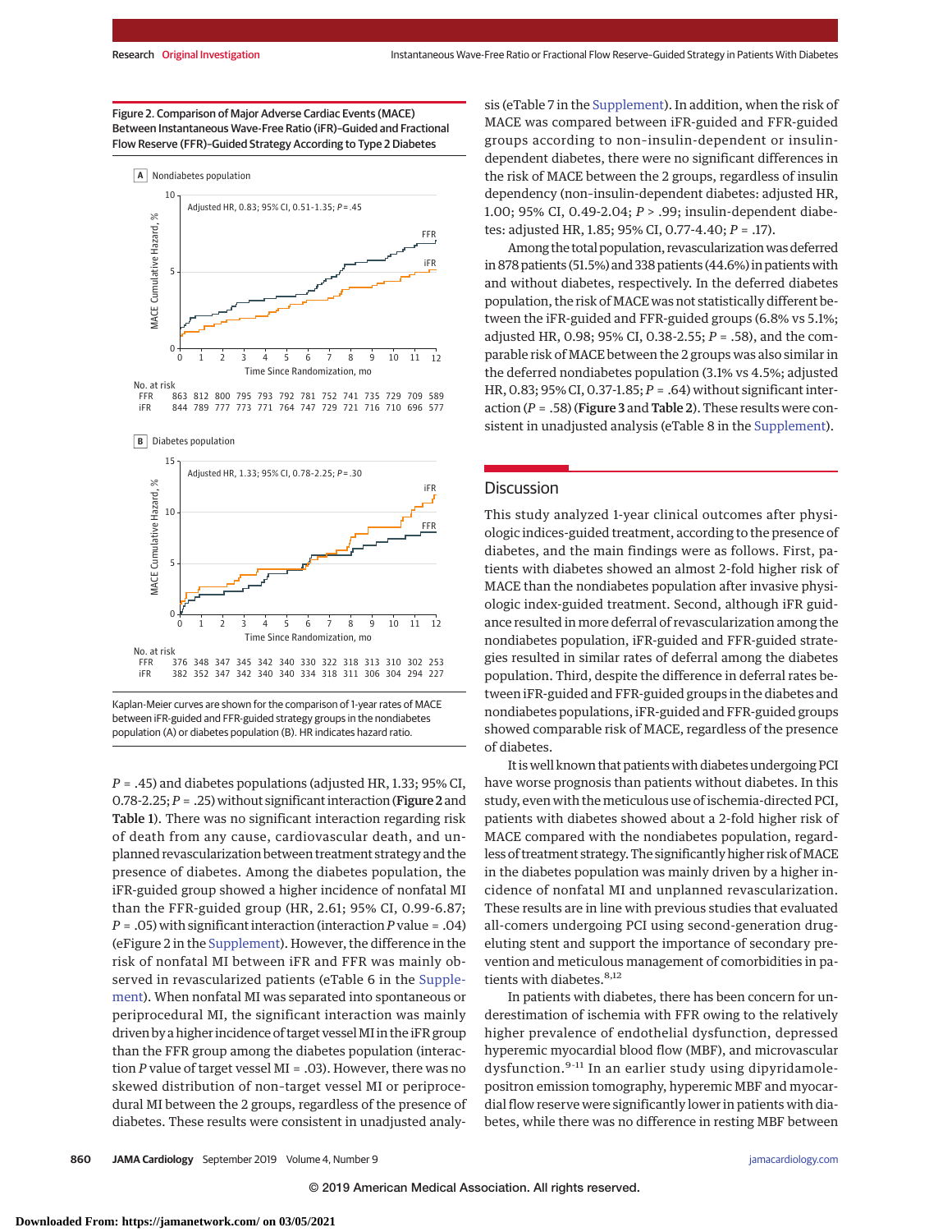Figure 2. Comparison of Major Adverse Cardiac Events (MACE) Between Instantaneous Wave-Free Ratio (iFR)–Guided and Fractional Flow Reserve (FFR)–Guided Strategy According to Type 2 Diabetes

A Nondiabetes population

Adjusted HR, 0.83; 95% CI, 0.51-1.35; P = .45

No. at risk

| | 0 | 1 | 2 | 3 | 4 | 5 | 6 | 7 | 8 | 9 | 10 | 11 | 12 |
|---|---|---|---|---|---|---|---|---|---|---|---|---|---|
| FFR | 863 | 812 | 800 | 795 | 793 | 792 | 781 | 752 | 741 | 735 | 729 | 709 | 589 |
| iFR | 844 | 789 | 777 | 773 | 771 | 764 | 747 | 729 | 721 | 716 | 710 | 696 | 577 |

B Diabetes population

Adjusted HR, 1.33; 95% CI, 0.78-2.25; P = .30

No. at risk

| | 0 | 1 | 2 | 3 | 4 | 5 | 6 | 7 | 8 | 9 | 10 | 11 | 12 |
|---|---|---|---|---|---|---|---|---|---|---|---|---|---|
| FFR | 376 | 348 | 347 | 345 | 342 | 340 | 330 | 322 | 318 | 313 | 310 | 302 | 253 |
| iFR | 382 | 352 | 347 | 342 | 340 | 340 | 334 | 318 | 311 | 306 | 304 | 294 | 227 |

Kaplan-Meier curves are shown for the comparison of 1-year rates of MACE between iFR-guided and FFR-guided strategy groups in the nondiabetes population (A) or diabetes population (B). HR indicates hazard ratio.

$P$ = .45) and diabetes populations (adjusted HR, 1.33; 95% CI, 0.78-2.25; $P$ = .25) without significant interaction (**Figure 2** and **Table 1**). There was no significant interaction regarding risk of death from any cause, cardiovascular death, and unplanned revascularization between treatment strategy and the presence of diabetes. Among the diabetes population, the iFR-guided group showed a higher incidence of nonfatal MI than the FFR-guided group (HR, 2.61; 95% CI, 0.99-6.87; $P$ = .05) with significant interaction (interaction $P$ value = .04) (eFigure 2 in the Supplement). However, the difference in the risk of nonfatal MI between iFR and FFR was mainly observed in revascularized patients (eTable 6 in the Supplement). When nonfatal MI was separated into spontaneous or periprocedural MI, the significant interaction was mainly driven by a higher incidence of target vessel MI in the iFR group than the FFR group among the diabetes population (interaction $P$ value of target vessel MI = .03). However, there was no skewed distribution of non-target vessel MI or periprocedural MI between the 2 groups, regardless of the presence of diabetes. These results were consistent in unadjusted analysis (eTable 7 in the Supplement). In addition, when the risk of MACE was compared between iFR-guided and FFR-guided groups according to non-insulin-dependent or insulin-dependent diabetes, there were no significant differences in the risk of MACE between the 2 groups, regardless of insulin dependency (non-insulin-dependent diabetes: adjusted HR, 1.00; 95% CI, 0.49-2.04; $P$ > .99; insulin-dependent diabetes: adjusted HR, 1.85; 95% CI, 0.77-4.40; $P$ = .17).

Among the total population, revascularization was deferred in 878 patients (51.5%) and 338 patients (44.6%) in patients with and without diabetes, respectively. In the deferred diabetes population, the risk of MACE was not statistically different between the iFR-guided and FFR-guided groups (6.8% vs 5.1%; adjusted HR, 0.98; 95% CI, 0.38-2.55; $P$ = .58), and the comparable risk of MACE between the 2 groups was also similar in the deferred nondiabetes population (3.1% vs 4.5%; adjusted HR, 0.83; 95% CI, 0.37-1.85; $P$ = .64) without significant interaction ($P$ = .58) (**Figure 3** and **Table 2**). These results were consistent in unadjusted analysis (eTable 8 in the Supplement).

## Discussion

This study analyzed 1-year clinical outcomes after physiologic indices-guided treatment, according to the presence of diabetes, and the main findings were as follows. First, patients with diabetes showed an almost 2-fold higher risk of MACE than the nondiabetes population after invasive physiologic index-guided treatment. Second, although iFR guidance resulted in more deferral of revascularization among the nondiabetes population, iFR-guided and FFR-guided strategies resulted in similar rates of deferral among the diabetes population. Third, despite the difference in deferral rates between iFR-guided and FFR-guided groups in the diabetes and nondiabetes populations, iFR-guided and FFR-guided groups showed comparable risk of MACE, regardless of the presence of diabetes.

It is well known that patients with diabetes undergoing PCI have worse prognosis than patients without diabetes. In this study, even with the meticulous use of ischemia-directed PCI, patients with diabetes showed about a 2-fold higher risk of MACE compared with the nondiabetes population, regardless of treatment strategy. The significantly higher risk of MACE in the diabetes population was mainly driven by a higher incidence of nonfatal MI and unplanned revascularization. These results are in line with previous studies that evaluated all-comers undergoing PCI using second-generation drug-eluting stent and support the importance of secondary prevention and meticulous management of comorbidities in patients with diabetes.[8,12]

In patients with diabetes, there has been concern for underestimation of ischemia with FFR owing to the relatively higher prevalence of endothelial dysfunction, depressed hyperemic myocardial blood flow (MBF), and microvascular dysfunction.[9-11] In an earlier study using dipyridamole-positron emission tomography, hyperemic MBF and myocardial flow reserve were significantly lower in patients with diabetes, while there was no difference in resting MBF between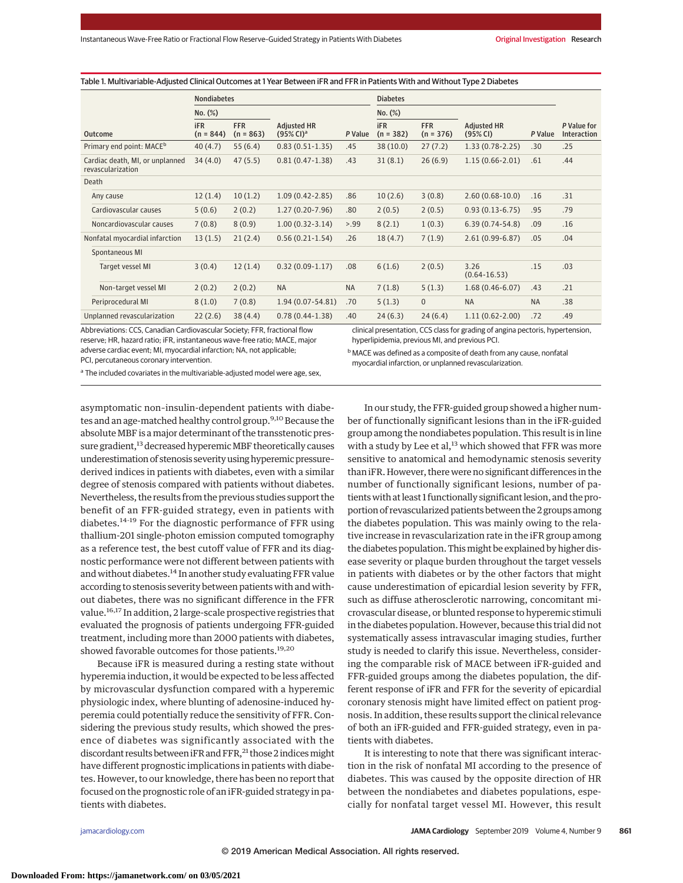Table 1. Multivariable-Adjusted Clinical Outcomes at 1 Year Between iFR and FFR in Patients With and Without Type 2 Diabetes

| Outcome | Nondiabetes | | | | Diabetes | | | | P Value for Interaction |
|---|---|---|---|---|---|---|---|---|---|
| | No. (%) | | | | No. (%) | | | | |
| | iFR (n = 844) | FFR (n = 863) | Adjusted HR (95% CI)[a] | P Value | iFR (n = 382) | FFR (n = 376) | Adjusted HR (95% CI) | P Value | |
| Primary end point: MACE[b] | 40 (4.7) | 55 (6.4) | 0.83 (0.51-1.35) | .45 | 38 (10.0) | 27 (7.2) | 1.33 (0.78-2.25) | .30 | .25 |
| Cardiac death, MI, or unplanned revascularization | 34 (4.0) | 47 (5.5) | 0.81 (0.47-1.38) | .43 | 31 (8.1) | 26 (6.9) | 1.15 (0.66-2.01) | .61 | .44 |
| Death | | | | | | | | | |
| Any cause | 12 (1.4) | 10 (1.2) | 1.09 (0.42-2.85) | .86 | 10 (2.6) | 3 (0.8) | 2.60 (0.68-10.0) | .16 | .31 |
| Cardiovascular causes | 5 (0.6) | 2 (0.2) | 1.27 (0.20-7.96) | .80 | 2 (0.5) | 2 (0.5) | 0.93 (0.13-6.75) | .95 | .79 |
| Noncardiovascular causes | 7 (0.8) | 8 (0.9) | 1.00 (0.32-3.14) | >.99 | 8 (2.1) | 1 (0.3) | 6.39 (0.74-54.8) | .09 | .16 |
| Nonfatal myocardial infarction | 13 (1.5) | 21 (2.4) | 0.56 (0.21-1.54) | .26 | 18 (4.7) | 7 (1.9) | 2.61 (0.99-6.87) | .05 | .04 |
| Spontaneous MI | | | | | | | | | |
| Target vessel MI | 3 (0.4) | 12 (1.4) | 0.32 (0.09-1.17) | .08 | 6 (1.6) | 2 (0.5) | 3.26 (0.64-16.53) | .15 | .03 |
| Non-target vessel MI | 2 (0.2) | 2 (0.2) | NA | NA | 7 (1.8) | 5 (1.3) | 1.68 (0.46-6.07) | .43 | .21 |
| Periprocedural MI | 8 (1.0) | 7 (0.8) | 1.94 (0.07-54.81) | .70 | 5 (1.3) | 0 | NA | NA | .38 |
| Unplanned revascularization | 22 (2.6) | 38 (4.4) | 0.78 (0.44-1.38) | .40 | 24 (6.3) | 24 (6.4) | 1.11 (0.62-2.00) | .72 | .49 |

Abbreviations: CCS, Canadian Cardiovascular Society; FFR, fractional flow reserve; HR, hazard ratio; iFR, instantaneous wave-free ratio; MACE, major adverse cardiac event; MI, myocardial infarction; NA, not applicable; PCI, percutaneous coronary intervention.

[a] The included covariates in the multivariable-adjusted model were age, sex, clinical presentation, CCS class for grading of angina pectoris, hypertension, hyperlipidemia, previous MI, and previous PCI.

[b] MACE was defined as a composite of death from any cause, nonfatal myocardial infarction, or unplanned revascularization.

asymptomatic non-insulin-dependent patients with diabetes and an age-matched healthy control group.[9,10] Because the absolute MBF is a major determinant of the transstenotic pressure gradient,[13] decreased hyperemic MBF theoretically causes underestimation of stenosis severity using hyperemic pressure-derived indices in patients with diabetes, even with a similar degree of stenosis compared with patients without diabetes. Nevertheless, the results from the previous studies support the benefit of an FFR-guided strategy, even in patients with diabetes.[14-19] For the diagnostic performance of FFR using thallium-201 single-photon emission computed tomography as a reference test, the best cutoff value of FFR and its diagnostic performance were not different between patients with and without diabetes.[14] In another study evaluating FFR value according to stenosis severity between patients with and without diabetes, there was no significant difference in the FFR value.[16,17] In addition, 2 large-scale prospective registries that evaluated the prognosis of patients undergoing FFR-guided treatment, including more than 2000 patients with diabetes, showed favorable outcomes for those patients.[19,20]

Because iFR is measured during a resting state without hyperemia induction, it would be expected to be less affected by microvascular dysfunction compared with a hyperemic physiologic index, where blunting of adenosine-induced hyperemia could potentially reduce the sensitivity of FFR. Considering the previous study results, which showed the presence of diabetes was significantly associated with the discordant results between iFR and FFR,[21] those 2 indices might have different prognostic implications in patients with diabetes. However, to our knowledge, there has been no report that focused on the prognostic role of an iFR-guided strategy in patients with diabetes.

In our study, the FFR-guided group showed a higher number of functionally significant lesions than in the iFR-guided group among the nondiabetes population. This result is in line with a study by Lee et al,[13] which showed that FFR was more sensitive to anatomical and hemodynamic stenosis severity than iFR. However, there were no significant differences in the number of functionally significant lesions, number of patients with at least 1 functionally significant lesion, and the proportion of revascularized patients between the 2 groups among the diabetes population. This was mainly owing to the relative increase in revascularization rate in the iFR group among the diabetes population. This might be explained by higher disease severity or plaque burden throughout the target vessels in patients with diabetes or by the other factors that might cause underestimation of epicardial lesion severity by FFR, such as diffuse atherosclerotic narrowing, concomitant microvascular disease, or blunted response to hyperemic stimuli in the diabetes population. However, because this trial did not systematically assess intravascular imaging studies, further study is needed to clarify this issue. Nevertheless, considering the comparable risk of MACE between iFR-guided and FFR-guided groups among the diabetes population, the different response of iFR and FFR for the severity of epicardial coronary stenosis might have limited effect on patient prognosis. In addition, these results support the clinical relevance of both an iFR-guided and FFR-guided strategy, even in patients with diabetes.

It is interesting to note that there was significant interaction in the risk of nonfatal MI according to the presence of diabetes. This was caused by the opposite direction of HR between the nondiabetes and diabetes populations, especially for nonfatal target vessel MI. However, this result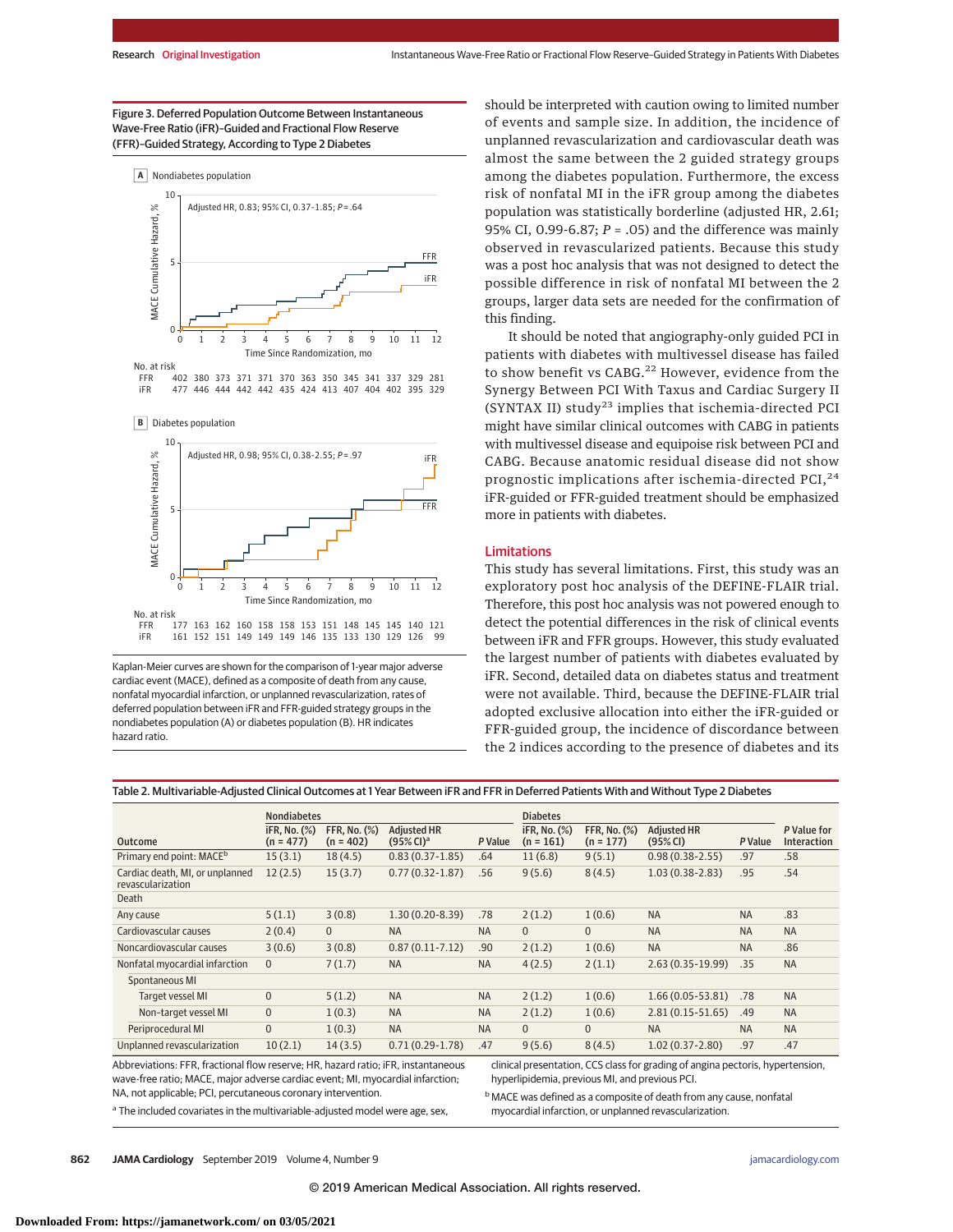Figure 3. Deferred Population Outcome Between Instantaneous Wave-Free Ratio (iFR)–Guided and Fractional Flow Reserve (FFR)–Guided Strategy, According to Type 2 Diabetes

A Nondiabetes population

Adjusted HR, 0.83; 95% CI, 0.37-1.85; $P$ = .64

No. at risk

| | 0 | 1 | 2 | 3 | 4 | 5 | 6 | 7 | 8 | 9 | 10 | 11 | 12 |
|---|---|---|---|---|---|---|---|---|---|---|---|---|---|
| FFR | 402 | 380 | 373 | 371 | 371 | 370 | 363 | 350 | 345 | 341 | 337 | 329 | 281 |
| iFR | 477 | 446 | 444 | 442 | 442 | 435 | 424 | 413 | 407 | 404 | 402 | 395 | 329 |

B Diabetes population

Adjusted HR, 0.98; 95% CI, 0.38-2.55; $P$ = .97

No. at risk

| | 0 | 1 | 2 | 3 | 4 | 5 | 6 | 7 | 8 | 9 | 10 | 11 | 12 |
|---|---|---|---|---|---|---|---|---|---|---|---|---|---|
| FFR | 177 | 163 | 162 | 160 | 158 | 158 | 153 | 151 | 148 | 145 | 145 | 140 | 121 |
| iFR | 161 | 152 | 151 | 149 | 149 | 149 | 146 | 135 | 133 | 130 | 129 | 126 | 99 |

Kaplan-Meier curves are shown for the comparison of 1-year major adverse cardiac event (MACE), defined as a composite of death from any cause, nonfatal myocardial infarction, or unplanned revascularization, rates of deferred population between iFR and FFR-guided strategy groups in the nondiabetes population (A) or diabetes population (B). HR indicates hazard ratio.

should be interpreted with caution owing to limited number of events and sample size. In addition, the incidence of unplanned revascularization and cardiovascular death was almost the same between the 2 guided strategy groups among the diabetes population. Furthermore, the excess risk of nonfatal MI in the iFR group among the diabetes population was statistically borderline (adjusted HR, 2.61; 95% CI, 0.99-6.87; $P$ = .05) and the difference was mainly observed in revascularized patients. Because this study was a post hoc analysis that was not designed to detect the possible difference in risk of nonfatal MI between the 2 groups, larger data sets are needed for the confirmation of this finding.

It should be noted that angiography-only guided PCI in patients with diabetes with multivessel disease has failed to show benefit vs CABG.[22] However, evidence from the Synergy Between PCI With Taxus and Cardiac Surgery II (SYNTAX II) study[23] implies that ischemia-directed PCI might have similar clinical outcomes with CABG in patients with multivessel disease and equipoise risk between PCI and CABG. Because anatomic residual disease did not show prognostic implications after ischemia-directed PCI,[24] iFR-guided or FFR-guided treatment should be emphasized more in patients with diabetes.

## Limitations

This study has several limitations. First, this study was an exploratory post hoc analysis of the DEFINE-FLAIR trial. Therefore, this post hoc analysis was not powered enough to detect the potential differences in the risk of clinical events between iFR and FFR groups. However, this study evaluated the largest number of patients with diabetes evaluated by iFR. Second, detailed data on diabetes status and treatment were not available. Third, because the DEFINE-FLAIR trial adopted exclusive allocation into either the iFR-guided or FFR-guided group, the incidence of discordance between the 2 indices according to the presence of diabetes and its

Table 2. Multivariable-Adjusted Clinical Outcomes at 1 Year Between iFR and FFR in Deferred Patients With and Without Type 2 Diabetes

| Outcome | Nondiabetes | | | | Diabetes | | | | P Value for Interaction |
|---|---|---|---|---|---|---|---|---|---|
| | iFR, No. (%) (n = 477) | FFR, No. (%) (n = 402) | Adjusted HR (95% CI)[a] | P Value | iFR, No. (%) (n = 161) | FFR, No. (%) (n = 177) | Adjusted HR (95% CI) | P Value | |
| Primary end point: MACE[b] | 15 (3.1) | 18 (4.5) | 0.83 (0.37-1.85) | .64 | 11 (6.8) | 9 (5.1) | 0.98 (0.38-2.55) | .97 | .58 |
| Cardiac death, MI, or unplanned revascularization | 12 (2.5) | 15 (3.7) | 0.77 (0.32-1.87) | .56 | 9 (5.6) | 8 (4.5) | 1.03 (0.38-2.83) | .95 | .54 |
| Death | | | | | | | | | |
| Any cause | 5 (1.1) | 3 (0.8) | 1.30 (0.20-8.39) | .78 | 2 (1.2) | 1 (0.6) | NA | NA | .83 |
| Cardiovascular causes | 2 (0.4) | 0 | NA | NA | 0 | 0 | NA | NA | NA |
| Noncardiovascular causes | 3 (0.6) | 3 (0.8) | 0.87 (0.11-7.12) | .90 | 2 (1.2) | 1 (0.6) | NA | NA | .86 |
| Nonfatal myocardial infarction | 0 | 7 (1.7) | NA | NA | 4 (2.5) | 2 (1.1) | 2.63 (0.35-19.99) | .35 | NA |
| Spontaneous MI | | | | | | | | | |
| Target vessel MI | 0 | 5 (1.2) | NA | NA | 2 (1.2) | 1 (0.6) | 1.66 (0.05-53.81) | .78 | NA |
| Non-target vessel MI | 0 | 1 (0.3) | NA | NA | 2 (1.2) | 1 (0.6) | 2.81 (0.15-51.65) | .49 | NA |
| Periprocedural MI | 0 | 1 (0.3) | NA | NA | 0 | 0 | NA | NA | NA |
| Unplanned revascularization | 10 (2.1) | 14 (3.5) | 0.71 (0.29-1.78) | .47 | 9 (5.6) | 8 (4.5) | 1.02 (0.37-2.80) | .97 | .47 |

Abbreviations: FFR, fractional flow reserve; HR, hazard ratio; iFR, instantaneous wave-free ratio; MACE, major adverse cardiac event; MI, myocardial infarction; NA, not applicable; PCI, percutaneous coronary intervention.

[a] The included covariates in the multivariable-adjusted model were age, sex, clinical presentation, CCS class for grading of angina pectoris, hypertension, hyperlipidemia, previous MI, and previous PCI.

[b] MACE was defined as a composite of death from any cause, nonfatal myocardial infarction, or unplanned revascularization.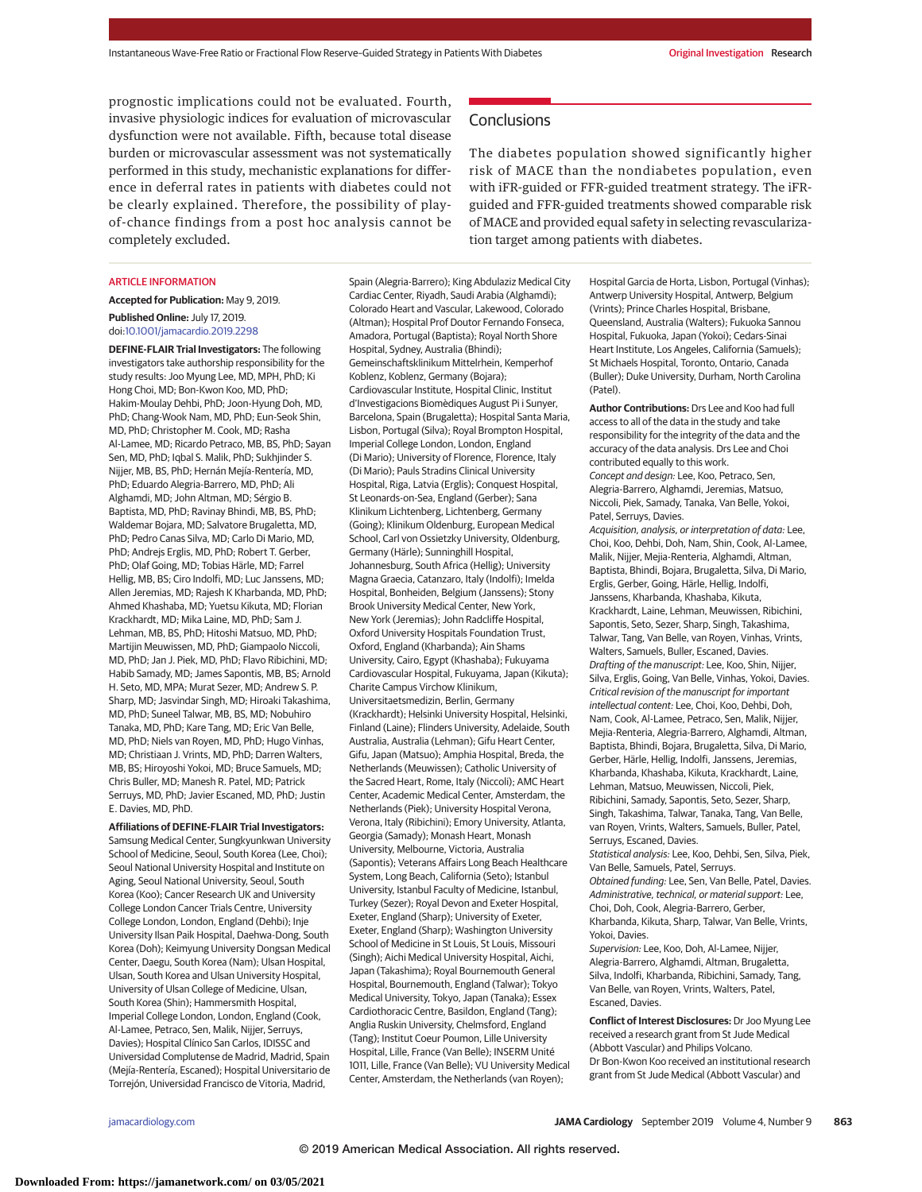prognostic implications could not be evaluated. Fourth, invasive physiologic indices for evaluation of microvascular dysfunction were not available. Fifth, because total disease burden or microvascular assessment was not systematically performed in this study, mechanistic explanations for difference in deferral rates in patients with diabetes could not be clearly explained. Therefore, the possibility of play-of-chance findings from a post hoc analysis cannot be completely excluded.

## Conclusions

The diabetes population showed significantly higher risk of MACE than the nondiabetes population, even with iFR-guided or FFR-guided treatment strategy. The iFR-guided and FFR-guided treatments showed comparable risk of MACE and provided equal safety in selecting revascularization target among patients with diabetes.

ARTICLE INFORMATION

**Accepted for Publication:** May 9, 2019.

**Published Online:** July 17, 2019. doi:10.1001/jamacardio.2019.2298

**DEFINE-FLAIR Trial Investigators:** The following investigators take authorship responsibility for the study results: Joo Myung Lee, MD, MPH, PhD; Ki Hong Choi, MD; Bon-Kwon Koo, MD, PhD; Hakim-Moulay Dehbi, PhD; Joon-Hyung Doh, MD, PhD; Chang-Wook Nam, MD, PhD; Eun-Seok Shin, MD, PhD; Christopher M. Cook, MD; Rasha Al-Lamee, MD; Ricardo Petraco, MB, BS, PhD; Sayan Sen, MD, PhD; Iqbal S. Malik, PhD; Sukhjinder S. Nijjer, MB, BS, PhD; Hernán Mejía-Rentería, MD, PhD; Eduardo Alegria-Barrero, MD, PhD; Ali Alghamdi, MD; John Altman, MD; Sérgio B. Baptista, MD, PhD; Ravinay Bhindi, MB, BS, PhD; Waldemar Bojara, MD; Salvatore Brugaletta, MD, PhD; Pedro Canas Silva, MD; Carlo Di Mario, MD, PhD; Andrejs Erglis, MD, PhD; Robert T. Gerber, PhD; Olaf Going, MD; Tobias Härle, MD; Farrel Hellig, MB, BS; Ciro Indolfi, MD; Luc Janssens, MD; Allen Jeremias, MD; Rajesh K Kharbanda, MD, PhD; Ahmed Khashaba, MD; Yuetsu Kikuta, MD; Florian Krackhardt, MD; Mika Laine, MD, PhD; Sam J. Lehman, MB, BS, PhD; Hitoshi Matsuo, MD, PhD; Martijin Meuwissen, MD, PhD; Giampaolo Niccoli, MD, PhD; Jan J. Piek, MD, PhD; Flavo Ribichini, MD; Habib Samady, MD; James Sapontis, MB, BS; Arnold H. Seto, MD, MPA; Murat Sezer, MD; Andrew S. P. Sharp, MD; Jasvindar Singh, MD; Hiroaki Takashima, MD, PhD; Suneel Talwar, MB, BS, MD; Nobuhiro Tanaka, MD, PhD; Kare Tang, MD; Eric Van Belle, MD, PhD; Niels van Royen, MD, PhD; Hugo Vinhas, MD; Christiaan J. Vrints, MD, PhD; Darren Walters, MB, BS; Hiroyoshi Yokoi, MD; Bruce Samuels, MD; Chris Buller, MD; Manesh R. Patel, MD; Patrick Serruys, MD, PhD; Javier Escaned, MD, PhD; Justin E. Davies, MD, PhD.

**Affiliations of DEFINE-FLAIR Trial Investigators:** Samsung Medical Center, Sungkyunkwan University School of Medicine, Seoul, South Korea (Lee, Choi); Seoul National University Hospital and Institute on Aging, Seoul National University, Seoul, South Korea (Koo); Cancer Research UK and University College London Cancer Trials Centre, University College London, London, England (Dehbi); Inje University Ilsan Paik Hospital, Daehwa-Dong, South Korea (Doh); Keimyung University Dongsan Medical Center, Daegu, South Korea (Nam); Ulsan Hospital, Ulsan, South Korea and Ulsan University Hospital, University of Ulsan College of Medicine, Ulsan, South Korea (Shin); Hammersmith Hospital, Imperial College London, London, England (Cook, Al-Lamee, Petraco, Sen, Malik, Nijjer, Serruys, Davies); Hospital Clínico San Carlos, IDISSC and Universidad Complutense de Madrid, Madrid, Spain (Mejía-Rentería, Escaned); Hospital Universitario de Torrejón, Universidad Francisco de Vitoria, Madrid, Spain (Alegria-Barrero); King Abdulaziz Medical City Cardiac Center, Riyadh, Saudi Arabia (Alghamdi); Colorado Heart and Vascular, Lakewood, Colorado (Altman); Hospital Prof Doutor Fernando Fonseca, Amadora, Portugal (Baptista); Royal North Shore Hospital, Sydney, Australia (Bhindi); Gemeinschaftsklinikum Mittelrhein, Kemperhof Koblenz, Koblenz, Germany (Bojara); Cardiovascular Institute, Hospital Clinic, Institut d'Investigacions Biomèdiques August Pi i Sunyer, Barcelona, Spain (Brugaletta); Hospital Santa Maria, Lisbon, Portugal (Silva); Royal Brompton Hospital, Imperial College London, London, England (Di Mario); University of Florence, Florence, Italy (Di Mario); Pauls Stradins Clinical University Hospital, Riga, Latvia (Erglis); Conquest Hospital, St Leonards-on-Sea, England (Gerber); Sana Klinikum Lichtenberg, Lichtenberg, Germany (Going); Klinikum Oldenburg, European Medical School, Carl von Ossietzky University, Oldenburg, Germany (Härle); Sunninghill Hospital, Johannesburg, South Africa (Hellig); University Magna Graecia, Catanzaro, Italy (Indolfi); Imelda Hospital, Bonheiden, Belgium (Janssens); Stony Brook University Medical Center, New York, New York (Jeremias); John Radcliffe Hospital, Oxford University Hospitals Foundation Trust, Oxford, England (Kharbanda); Ain Shams University, Cairo, Egypt (Khashaba); Fukuyama Cardiovascular Hospital, Fukuyama, Japan (Kikuta); Charite Campus Virchow Klinikum, Universitaetsmedizin, Berlin, Germany (Krackhardt); Helsinki University Hospital, Helsinki, Finland (Laine); Flinders University, Adelaide, South Australia, Australia (Lehman); Gifu Heart Center, Gifu, Japan (Matsuo); Amphia Hospital, Breda, the Netherlands (Meuwissen); Catholic University of the Sacred Heart, Rome, Italy (Niccoli); AMC Heart Center, Academic Medical Center, Amsterdam, the Netherlands (Piek); University Hospital Verona, Verona, Italy (Ribichini); Emory University, Atlanta, Georgia (Samady); Monash Heart, Monash University, Melbourne, Victoria, Australia (Sapontis); Veterans Affairs Long Beach Healthcare System, Long Beach, California (Seto); Istanbul University, Istanbul Faculty of Medicine, Istanbul, Turkey (Sezer); Royal Devon and Exeter Hospital, Exeter, England (Sharp); University of Exeter, Exeter, England (Sharp); Washington University School of Medicine in St Louis, St Louis, Missouri (Singh); Aichi Medical University Hospital, Aichi, Japan (Takashima); Royal Bournemouth General Hospital, Bournemouth, England (Talwar); Tokyo Medical University, Tokyo, Japan (Tanaka); Essex Cardiothoracic Centre, Basildon, England (Tang); Anglia Ruskin University, Chelmsford, England (Tang); Institut Coeur Poumon, Lille University Hospital, Lille, France (Van Belle); INSERM Unité 1011, Lille, France (Van Belle); VU University Medical Center, Amsterdam, the Netherlands (van Royen); Hospital Garcia de Horta, Lisbon, Portugal (Vinhas); Antwerp University Hospital, Antwerp, Belgium (Vrints); Prince Charles Hospital, Brisbane, Queensland, Australia (Walters); Fukuoka Sannou Hospital, Fukuoka, Japan (Yokoi); Cedars-Sinai Heart Institute, Los Angeles, California (Samuels); St Michaels Hospital, Toronto, Ontario, Canada (Buller); Duke University, Durham, North Carolina (Patel).

**Author Contributions:** Drs Lee and Koo had full access to all of the data in the study and take responsibility for the integrity of the data and the accuracy of the data analysis. Drs Lee and Choi contributed equally to this work.

*Concept and design:* Lee, Koo, Petraco, Sen, Alegria-Barrero, Alghamdi, Jeremias, Matsuo, Niccoli, Piek, Samady, Tanaka, Van Belle, Yokoi, Patel, Serruys, Davies.

*Acquisition, analysis, or interpretation of data:* Lee, Choi, Koo, Dehbi, Doh, Nam, Shin, Cook, Al-Lamee, Malik, Nijjer, Mejia-Renteria, Alghamdi, Altman, Baptista, Bhindi, Bojara, Brugaletta, Silva, Di Mario, Erglis, Gerber, Going, Härle, Hellig, Indolfi, Janssens, Kharbanda, Khashaba, Kikuta, Krackhardt, Laine, Lehman, Meuwissen, Ribichini, Sapontis, Seto, Sezer, Sharp, Singh, Takashima, Talwar, Tang, Van Belle, van Royen, Vinhas, Vrints, Walters, Samuels, Buller, Escaned, Davies.

*Drafting of the manuscript:* Lee, Koo, Shin, Nijjer, Silva, Erglis, Going, Van Belle, Vinhas, Yokoi, Davies.

*Critical revision of the manuscript for important intellectual content:* Lee, Choi, Koo, Dehbi, Doh, Nam, Shin, Cook, Al-Lamee, Petraco, Sen, Malik, Nijjer, Mejia-Renteria, Alegria-Barrero, Alghamdi, Altman, Baptista, Bhindi, Bojara, Brugaletta, Silva, Di Mario, Gerber, Härle, Hellig, Indolfi, Janssens, Jeremias, Kharbanda, Khashaba, Kikuta, Krackhardt, Laine, Lehman, Matsuo, Meuwissen, Niccoli, Piek, Ribichini, Samady, Sapontis, Seto, Sezer, Sharp, Singh, Takashima, Talwar, Tanaka, Tang, Van Belle, van Royen, Vrints, Walters, Samuels, Buller, Patel, Serruys, Escaned, Davies.

*Statistical analysis:* Lee, Koo, Dehbi, Sen, Silva, Piek, Van Belle, Samuels, Patel, Serruys.

*Obtained funding:* Lee, Sen, Van Belle, Patel, Davies.

*Administrative, technical, or material support:* Lee, Choi, Doh, Cook, Alegria-Barrero, Gerber, Kharbanda, Kikuta, Sharp, Talwar, Van Belle, Vrints, Yokoi, Davies.

*Supervision:* Lee, Koo, Doh, Al-Lamee, Nijjer, Alegria-Barrero, Alghamdi, Altman, Brugaletta, Silva, Indolfi, Kharbanda, Ribichini, Samady, Tang, Van Belle, van Royen, Vrints, Walters, Patel, Escaned, Davies.

**Conflict of Interest Disclosures:** Dr Joo Myung Lee received a research grant from St Jude Medical (Abbott Vascular) and Philips Volcano. Dr Bon-Kwon Koo received an institutional research grant from St Jude Medical (Abbott Vascular) and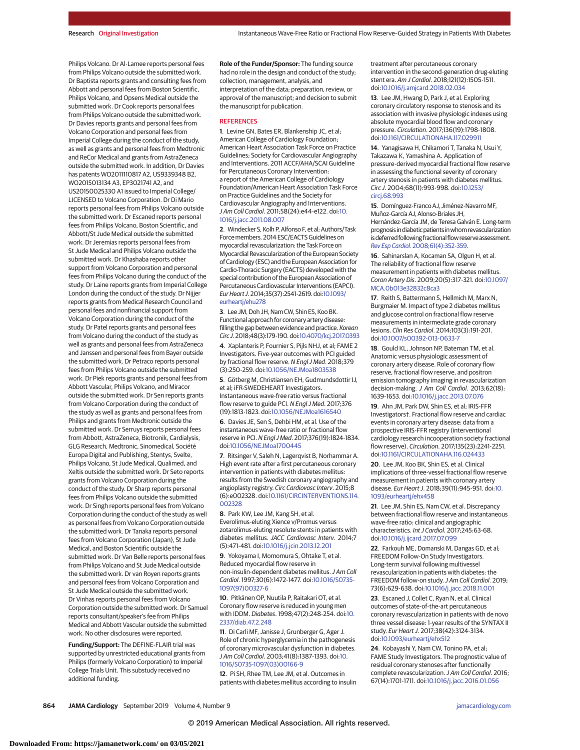Philips Volcano. Dr Al-Lamee reports personal fees from Philips Volcano outside the submitted work. Dr Baptista reports grants and consulting fees from Abbott and personal fees from Boston Scientific, Philips Volcano, and Opsens Medical outside the submitted work. Dr Cook reports personal fees from Philips Volcano outside the submitted work. Dr Davies reports grants and personal fees from Volcano Corporation and personal fees from Imperial College during the conduct of the study, as well as grants and personal fees from Medtronic and ReCor Medical and grants from AstraZeneca outside the submitted work. In addition, Dr Davies has patents WO2011110817 A2, US9339348 B2, WO2015013134 A3, EP3021741 A2, and US20150025330 A1 issued to Imperial College/LICENSED to Volcano Corporation. Dr Di Mario reports personal fees from Philips Volcano outside the submitted work. Dr Escaned reports personal fees from Philips Volcano, Boston Scientific, and Abbott/St Jude Medical outside the submitted work. Dr Jeremias reports personal fees from St Jude Medical and Philips Volcano outside the submitted work. Dr Khashaba reports other support from Volcano Corporation and personal fees from Philips Volcano during the conduct of the study. Dr Laine reports grants from Imperial College London during the conduct of the study. Dr Nijjer reports grants from Medical Research Council and personal fees and nonfinancial support from Volcano Corporation during the conduct of the study. Dr Patel reports grants and personal fees from Volcano during the conduct of the study as well as grants and personal fees from AstraZeneca and Janssen and personal fees from Bayer outside the submitted work. Dr Petraco reports personal fees from Philips Volcano outside the submitted work. Dr Piek reports grants and personal fees from Abbott Vascular, Philips Volcano, and Miracor outside the submitted work. Dr Sen reports grants from Volcano Corporation during the conduct of the study as well as grants and personal fees from Philips and grants from Medtronic outside the submitted work. Dr Serruys reports personal fees from Abbott, AstraZeneca, Biotronik, Cardialysis, GLG Research, Medtronic, Sinomedical, Société Europa Digital and Publishing, Stentys, Svelte, Philips Volcano, St Jude Medical, Qualimed, and Xeltis outside the submitted work. Dr Seto reports grants from Volcano Corporation during the conduct of the study. Dr Sharp reports personal fees from Philips Volcano outside the submitted work. Dr Singh reports personal fees from Volcano Corporation during the conduct of the study as well as personal fees from Volcano Corporation outside the submitted work. Dr Tanaka reports personal fees from Volcano Corporation (Japan), St Jude Medical, and Boston Scientific outside the submitted work. Dr Van Belle reports personal fees from Philips Volcano and St Jude Medical outside the submitted work. Dr van Royen reports grants and personal fees from Volcano Corporation and St Jude Medical outside the submitted work. Dr Vinhas reports personal fees from Volcano Corporation outside the submitted work. Dr Samuel reports consultant/speaker's fee from Philips Medical and Abbott Vascular outside the submitted work. No other disclosures were reported.

**Funding/Support:** The DEFINE-FLAIR trial was supported by unrestricted educational grants from Philips (formerly Volcano Corporation) to Imperial College Trials Unit. This substudy received no additional funding.

**Role of the Funder/Sponsor:** The funding source had no role in the design and conduct of the study; collection, management, analysis, and interpretation of the data; preparation, review, or approval of the manuscript; and decision to submit the manuscript for publication.

## REFERENCES

1. Levine GN, Bates ER, Blankenship JC, et al; American College of Cardiology Foundation; American Heart Association Task Force on Practice Guidelines; Society for Cardiovascular Angiography and Interventions. 2011 ACCF/AHA/SCAI Guideline for Percutaneous Coronary Intervention: a report of the American College of Cardiology Foundation/American Heart Association Task Force on Practice Guidelines and the Society for Cardiovascular Angiography and Interventions. *J Am Coll Cardiol*. 2011;58(24):e44-e122. doi:10.1016/j.jacc.2011.08.007

2. Windecker S, Kolh P, Alfonso F, et al; Authors/Task Force members. 2014 ESC/EACTS Guidelines on myocardial revascularization: the Task Force on Myocardial Revascularization of the European Society of Cardiology (ESC) and the European Association for Cardio-Thoracic Surgery (EACTS) developed with the special contribution of the European Association of Percutaneous Cardiovascular Interventions (EAPCI). *Eur Heart J*. 2014;35(37):2541-2619. doi:10.1093/eurheartj/ehu278

3. Lee JM, Doh JH, Nam CW, Shin ES, Koo BK. Functional approach for coronary artery disease: filling the gap between evidence and practice. *Korean Circ J*. 2018;48(3):179-190. doi:10.4070/kcj.2017.0393

4. Xaplanteris P, Fournier S, Pijls NHJ, et al; FAME 2 Investigators. Five-year outcomes with PCI guided by fractional flow reserve. *N Engl J Med*. 2018;379(3):250-259. doi:10.1056/NEJMoa1803538

5. Götberg M, Christiansen EH, Gudmundsdottir IJ, et al; iFR-SWEDEHEART Investigators. Instantaneous wave-free ratio versus fractional flow reserve to guide PCI. *N Engl J Med*. 2017;376(19):1813-1823. doi:10.1056/NEJMoa1616540

6. Davies JE, Sen S, Dehbi HM, et al. Use of the instantaneous wave-free ratio or fractional flow reserve in PCI. *N Engl J Med*. 2017;376(19):1824-1834. doi:10.1056/NEJMoa1700445

7. Ritsinger V, Saleh N, Lagerqvist B, Norhammar A. High event rate after a first percutaneous coronary intervention in patients with diabetes mellitus: results from the Swedish coronary angiography and angioplasty registry. *Circ Cardiovasc Interv*. 2015;8(6):e002328. doi:10.1161/CIRCINTERVENTIONS.114.002328

8. Park KW, Lee JM, Kang SH, et al. Everolimus-eluting Xience v/Promus versus zotarolimus-eluting resolute stents in patients with diabetes mellitus. *JACC Cardiovasc Interv*. 2014;7(5):471-481. doi:10.1016/j.jcin.2013.12.201

9. Yokoyama I, Momomura S, Ohtake T, et al. Reduced myocardial flow reserve in non-insulin-dependent diabetes mellitus. *J Am Coll Cardiol*. 1997;30(6):1472-1477. doi:10.1016/S0735-1097(97)00327-6

10. Pitkänen OP, Nuutila P, Raitakari OT, et al. Coronary flow reserve is reduced in young men with IDDM. *Diabetes*. 1998;47(2):248-254. doi:10.2337/diab.47.2.248

11. Di Carli MF, Janisse J, Grunberger G, Ager J. Role of chronic hyperglycemia in the pathogenesis of coronary microvascular dysfunction in diabetes. *J Am Coll Cardiol*. 2003;41(8):1387-1393. doi:10.1016/S0735-1097(03)00166-9

12. Pi SH, Rhee TM, Lee JM, et al. Outcomes in patients with diabetes mellitus according to insulin treatment after percutaneous coronary intervention in the second-generation drug-eluting stent era. *Am J Cardiol*. 2018;121(12):1505-1511. doi:10.1016/j.amjcard.2018.02.034

13. Lee JM, Hwang D, Park J, et al. Exploring coronary circulatory response to stenosis and its association with invasive physiologic indexes using absolute myocardial blood flow and coronary pressure. *Circulation*. 2017;136(19):1798-1808. doi:10.1161/CIRCULATIONAHA.117.029911

14. Yanagisawa H, Chikamori T, Tanaka N, Usui Y, Takazawa K, Yamashina A. Application of pressure-derived myocardial fractional flow reserve in assessing the functional severity of coronary artery stenosis in patients with diabetes mellitus. *Circ J*. 2004;68(11):993-998. doi:10.1253/circj.68.993

15. Domínguez-Franco AJ, Jiménez-Navarro MF, Muñoz-García AJ, Alonso-Briales JH, Hernández-García JM, de Teresa Galván E. Long-term prognosis in diabetic patients in whom revascularization is deferred following fractional flow reserve assessment. *Rev Esp Cardiol*. 2008;61(4):352-359.

16. Sahinarslan A, Kocaman SA, Olgun H, et al. The reliability of fractional flow reserve measurement in patients with diabetes mellitus. *Coron Artery Dis*. 2009;20(5):317-321. doi:10.1097/MCA.0b013e32832c8ca3

17. Reith S, Battermann S, Hellmich M, Marx N, Burgmaier M. Impact of type 2 diabetes mellitus and glucose control on fractional flow reserve measurements in intermediate grade coronary lesions. *Clin Res Cardiol*. 2014;103(3):191-201. doi:10.1007/s00392-013-0633-7

18. Gould KL, Johnson NP, Bateman TM, et al. Anatomic versus physiologic assessment of coronary artery disease. Role of coronary flow reserve, fractional flow reserve, and positron emission tomography imaging in revascularization decision-making. *J Am Coll Cardiol*. 2013;62(18):1639-1653. doi:10.1016/j.jacc.2013.07.076

19. Ahn JM, Park DW, Shin ES, et al; IRIS-FFR Investigators†. Fractional flow reserve and cardiac events in coronary artery disease: data from a prospective IRIS-FFR registry (interventional cardiology research incooperation society fractional flow reserve). *Circulation*. 2017;135(23):2241-2251. doi:10.1161/CIRCULATIONAHA.116.024433

20. Lee JM, Koo BK, Shin ES, et al. Clinical implications of three-vessel fractional flow reserve measurement in patients with coronary artery disease. *Eur Heart J*. 2018;39(11):945-951. doi:10.1093/eurheartj/ehx458

21. Lee JM, Shin ES, Nam CW, et al. Discrepancy between fractional flow reserve and instantaneous wave-free ratio: clinical and angiographic characteristics. *Int J Cardiol*. 2017;245:63-68. doi:10.1016/j.ijcard.2017.07.099

22. Farkouh ME, Domanski M, Dangas GD, et al; FREEDOM Follow-On Study Investigators. Long-term survival following multivessel revascularization in patients with diabetes: the FREEDOM follow-on study. *J Am Coll Cardiol*. 2019;73(6):629-638. doi:10.1016/j.jacc.2018.11.001

23. Escaned J, Collet C, Ryan N, et al. Clinical outcomes of state-of-the-art percutaneous coronary revascularization in patients with de novo three vessel disease: 1-year results of the SYNTAX II study. *Eur Heart J*. 2017;38(42):3124-3134. doi:10.1093/eurheartj/ehx512

24. Kobayashi Y, Nam CW, Tonino PA, et al; FAME Study Investigators. The prognostic value of residual coronary stenoses after functionally complete revascularization. *J Am Coll Cardiol*. 2016;67(14):1701-1711. doi:10.1016/j.jacc.2016.01.056